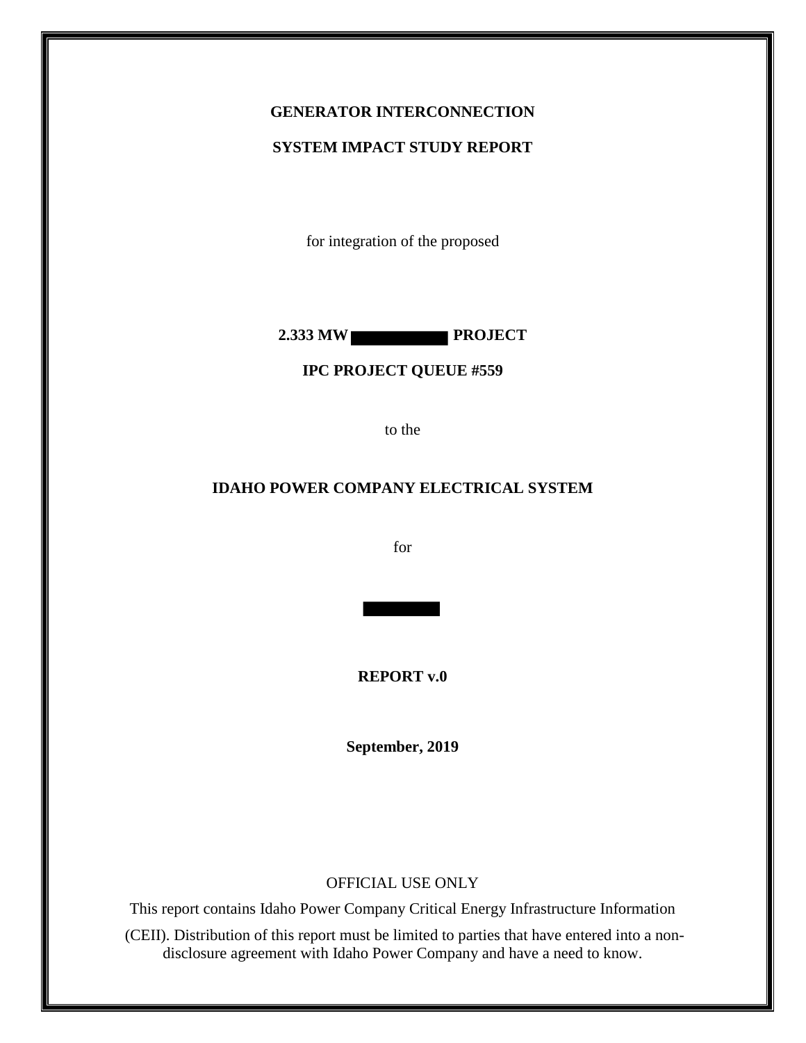**GENERATOR INTERCONNECTION**

**SYSTEM IMPACT STUDY REPORT**

for integration of the proposed

**2.333 MW ██████████ PROJECT**

**IPC PROJECT QUEUE #559**

to the

**IDAHO POWER COMPANY ELECTRICAL SYSTEM**

for

██████████

**REPORT v.0**

**September, 2019**

OFFICIAL USE ONLY

This report contains Idaho Power Company Critical Energy Infrastructure Information (CEII). Distribution of this report must be limited to parties that have entered into a non-disclosure agreement with Idaho Power Company and have a need to know.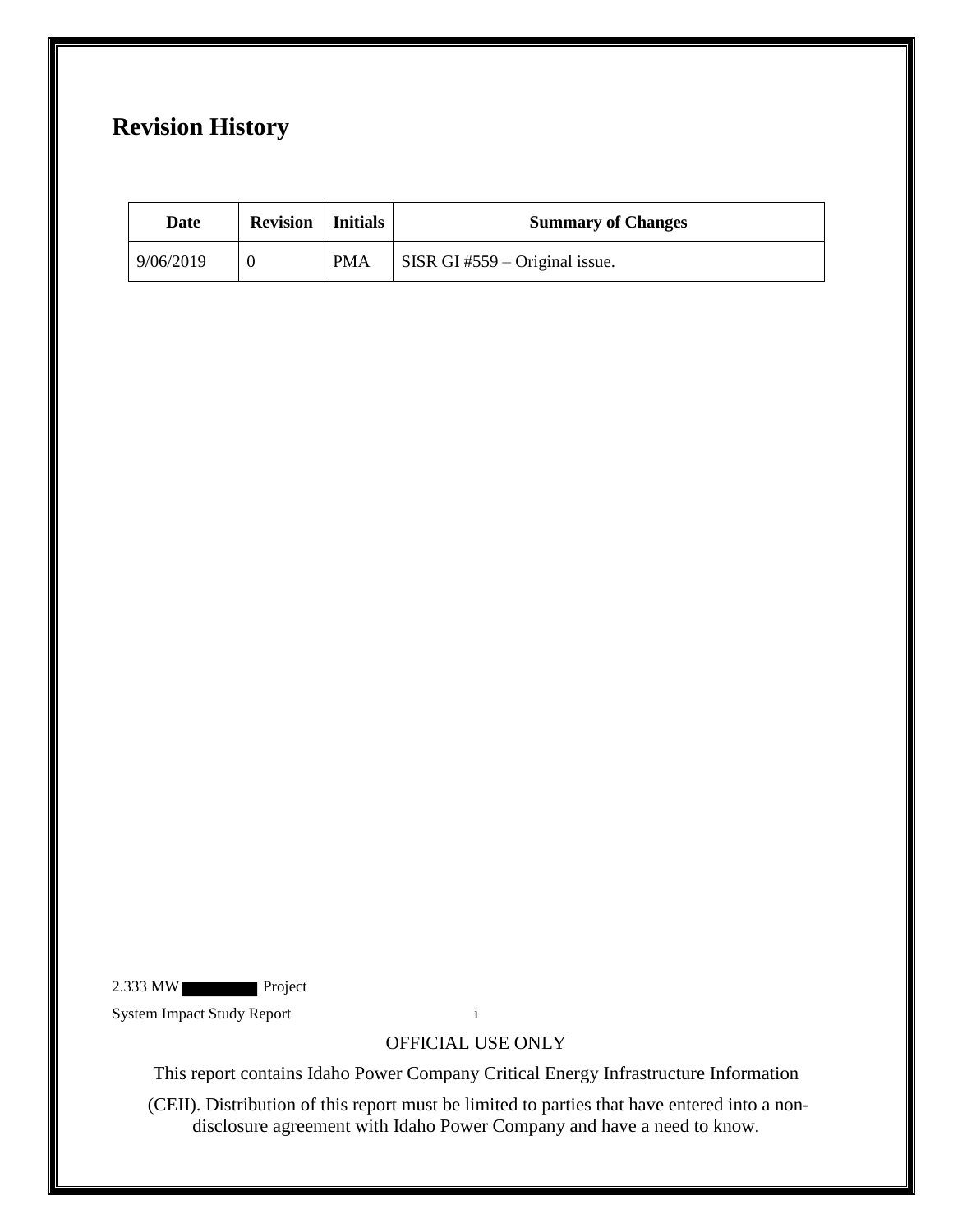# Revision History

| Date | Revision | Initials | Summary of Changes |
|---|---|---|---|
| 9/06/2019 | 0 | PMA | SISR GI #559 – Original issue. |

OFFICIAL USE ONLY

This report contains Idaho Power Company Critical Energy Infrastructure Information (CEII). Distribution of this report must be limited to parties that have entered into a non-disclosure agreement with Idaho Power Company and have a need to know.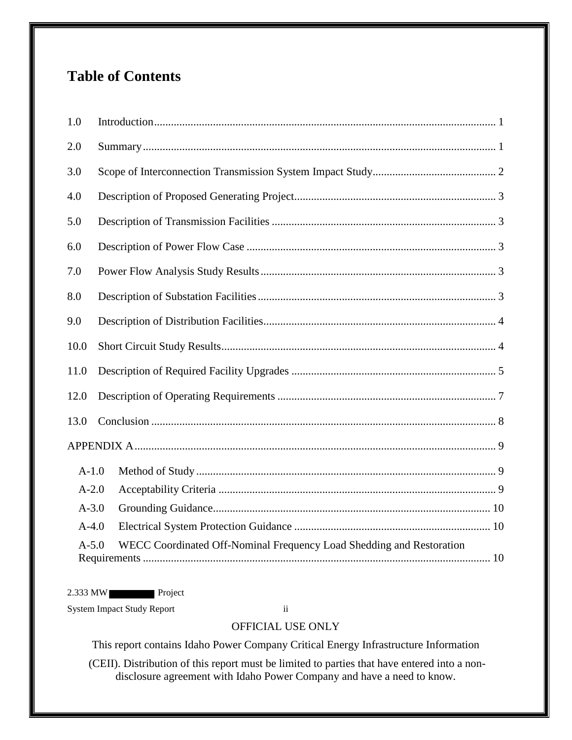# Table of Contents

1.0 Introduction ........................................................................................................... 1

2.0 Summary ................................................................................................................ 1

3.0 Scope of Interconnection Transmission System Impact Study ............................................ 2

4.0 Description of Proposed Generating Project ....................................................................... 3

5.0 Description of Transmission Facilities ............................................................................... 3

6.0 Description of Power Flow Case ......................................................................................... 3

7.0 Power Flow Analysis Study Results .................................................................................... 3

8.0 Description of Substation Facilities ..................................................................................... 3

9.0 Description of Distribution Facilities ................................................................................... 4

10.0 Short Circuit Study Results ................................................................................................. 4

11.0 Description of Required Facility Upgrades ........................................................................ 5

12.0 Description of Operating Requirements ............................................................................. 7

13.0 Conclusion ........................................................................................................................... 8

APPENDIX A ................................................................................................................................. 9

- A-1.0 Method of Study ........................................................................................................... 9
- A-2.0 Acceptability Criteria .................................................................................................. 9
- A-3.0 Grounding Guidance ................................................................................................... 10
- A-4.0 Electrical System Protection Guidance ...................................................................... 10
- A-5.0 WECC Coordinated Off-Nominal Frequency Load Shedding and Restoration Requirements ........................................................................................................................ 10

OFFICIAL USE ONLY

This report contains Idaho Power Company Critical Energy Infrastructure Information (CEII). Distribution of this report must be limited to parties that have entered into a non-disclosure agreement with Idaho Power Company and have a need to know.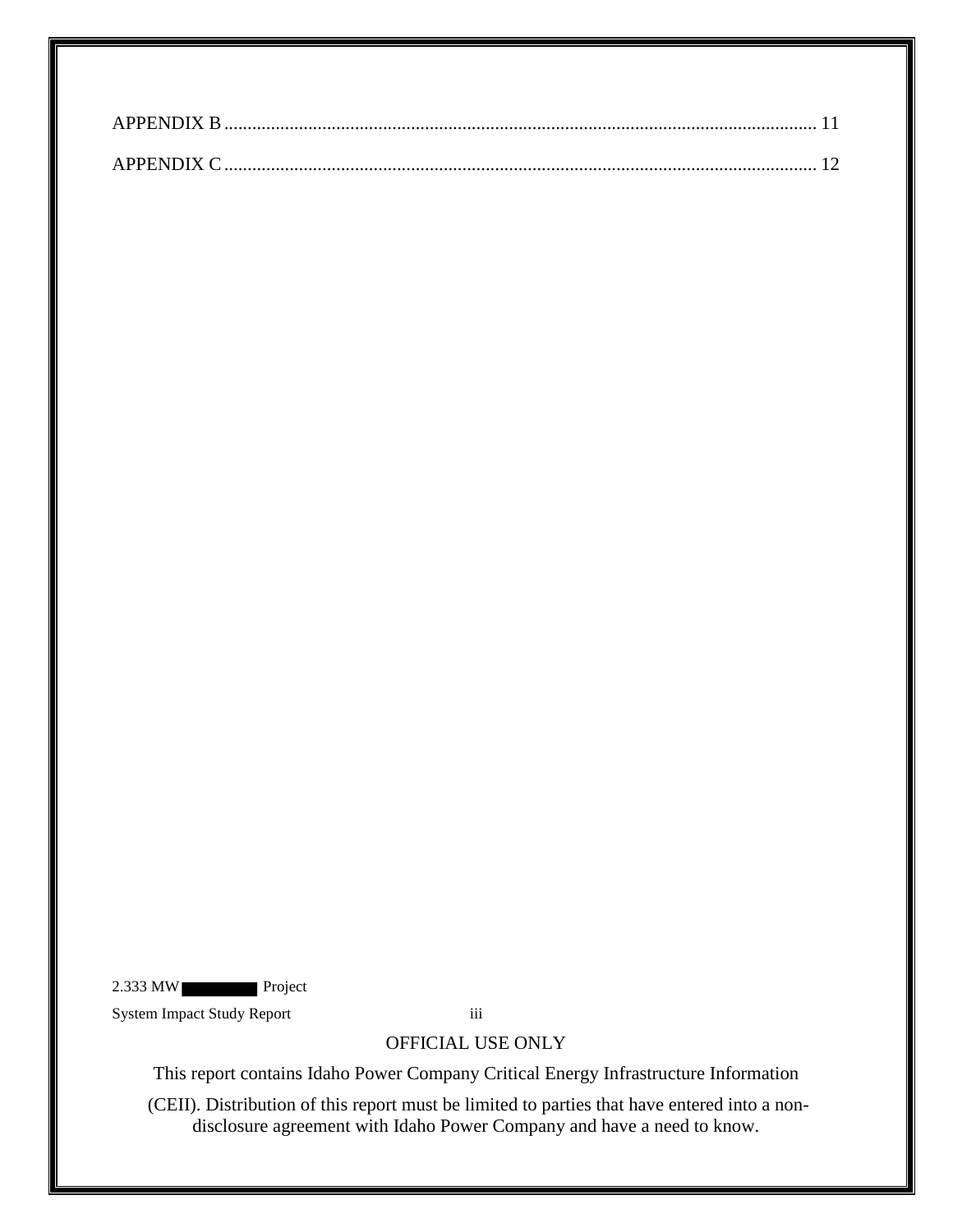APPENDIX B .......................................................................................................................... 11

APPENDIX C .......................................................................................................................... 12

OFFICIAL USE ONLY

This report contains Idaho Power Company Critical Energy Infrastructure Information (CEII). Distribution of this report must be limited to parties that have entered into a non-disclosure agreement with Idaho Power Company and have a need to know.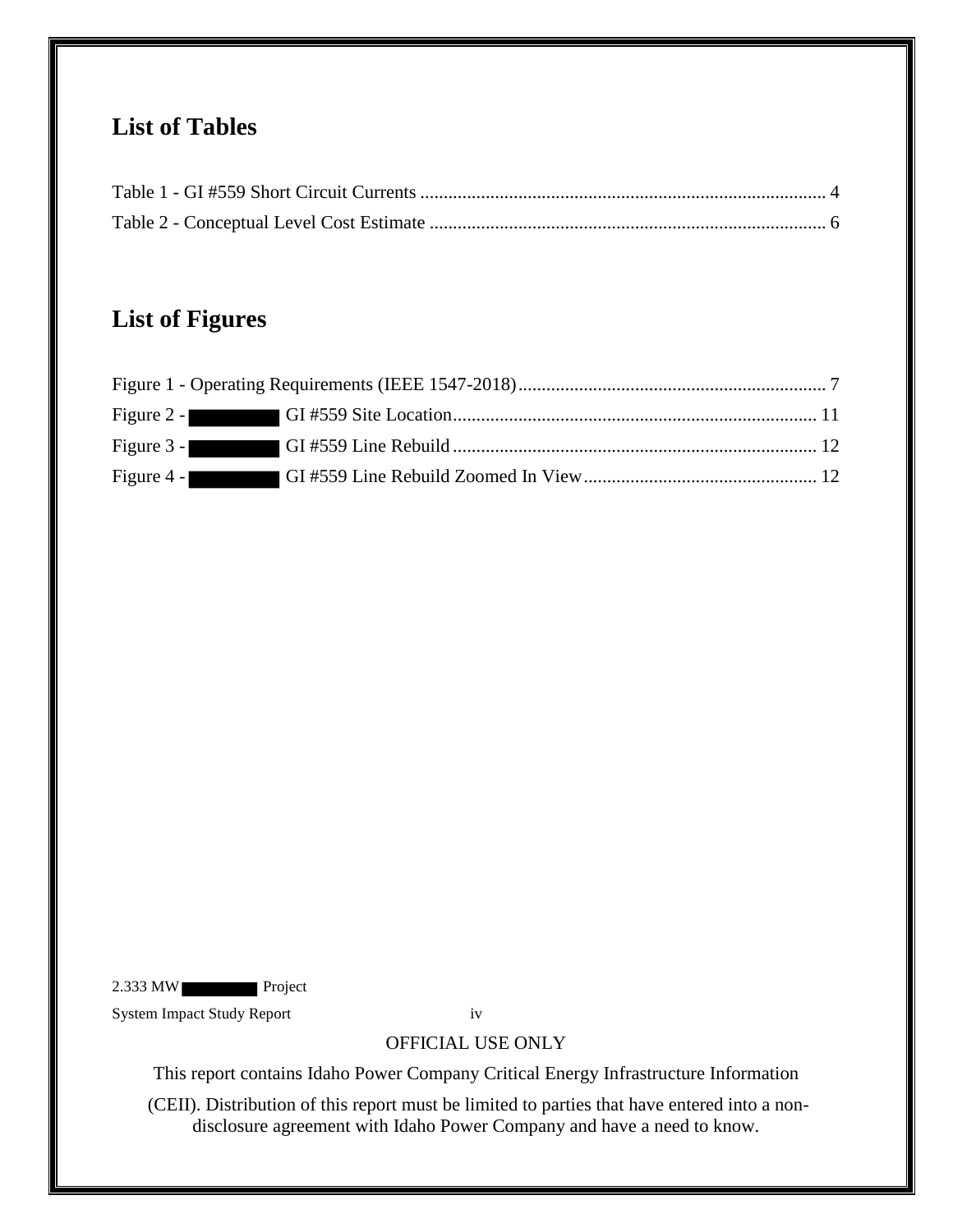## List of Tables

Table 1 - GI #559 Short Circuit Currents ........................................................................................ 4
Table 2 - Conceptual Level Cost Estimate ....................................................................................... 6

## List of Figures

Figure 1 - Operating Requirements (IEEE 1547-2018) .................................................................. 7
Figure 2 - ████████ GI #559 Site Location ............................................................................ 11
Figure 3 - ████████ GI #559 Line Rebuild ............................................................................ 12
Figure 4 - ████████ GI #559 Line Rebuild Zoomed In View ................................................. 12

OFFICIAL USE ONLY

This report contains Idaho Power Company Critical Energy Infrastructure Information (CEII). Distribution of this report must be limited to parties that have entered into a non-disclosure agreement with Idaho Power Company and have a need to know.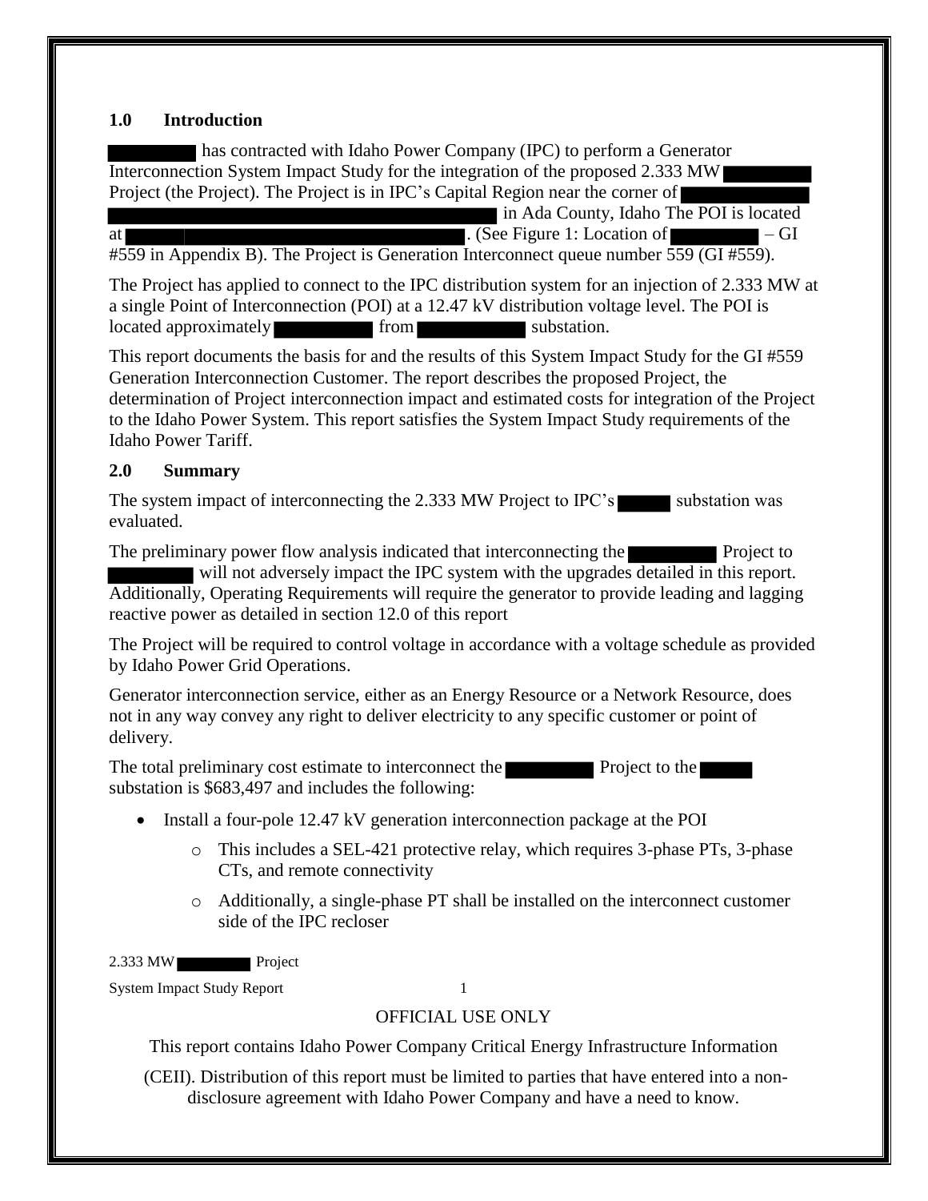## 1.0 Introduction

██████ has contracted with Idaho Power Company (IPC) to perform a Generator Interconnection System Impact Study for the integration of the proposed 2.333 MW ██████ Project (the Project). The Project is in IPC's Capital Region near the corner of ██████ ██████ in Ada County, Idaho The POI is located at ██████. (See Figure 1: Location of ██████ – GI #559 in Appendix B). The Project is Generation Interconnect queue number 559 (GI #559).

The Project has applied to connect to the IPC distribution system for an injection of 2.333 MW at a single Point of Interconnection (POI) at a 12.47 kV distribution voltage level. The POI is located approximately ██████ from ██████ substation.

This report documents the basis for and the results of this System Impact Study for the GI #559 Generation Interconnection Customer. The report describes the proposed Project, the determination of Project interconnection impact and estimated costs for integration of the Project to the Idaho Power System. This report satisfies the System Impact Study requirements of the Idaho Power Tariff.

## 2.0 Summary

The system impact of interconnecting the 2.333 MW Project to IPC's ██████ substation was evaluated.

The preliminary power flow analysis indicated that interconnecting the ██████ Project to ██████ will not adversely impact the IPC system with the upgrades detailed in this report. Additionally, Operating Requirements will require the generator to provide leading and lagging reactive power as detailed in section 12.0 of this report

The Project will be required to control voltage in accordance with a voltage schedule as provided by Idaho Power Grid Operations.

Generator interconnection service, either as an Energy Resource or a Network Resource, does not in any way convey any right to deliver electricity to any specific customer or point of delivery.

The total preliminary cost estimate to interconnect the ██████ Project to the ██████ substation is $683,497 and includes the following:

- Install a four-pole 12.47 kV generation interconnection package at the POI
  - This includes a SEL-421 protective relay, which requires 3-phase PTs, 3-phase CTs, and remote connectivity
  - Additionally, a single-phase PT shall be installed on the interconnect customer side of the IPC recloser

OFFICIAL USE ONLY

This report contains Idaho Power Company Critical Energy Infrastructure Information (CEII). Distribution of this report must be limited to parties that have entered into a non-disclosure agreement with Idaho Power Company and have a need to know.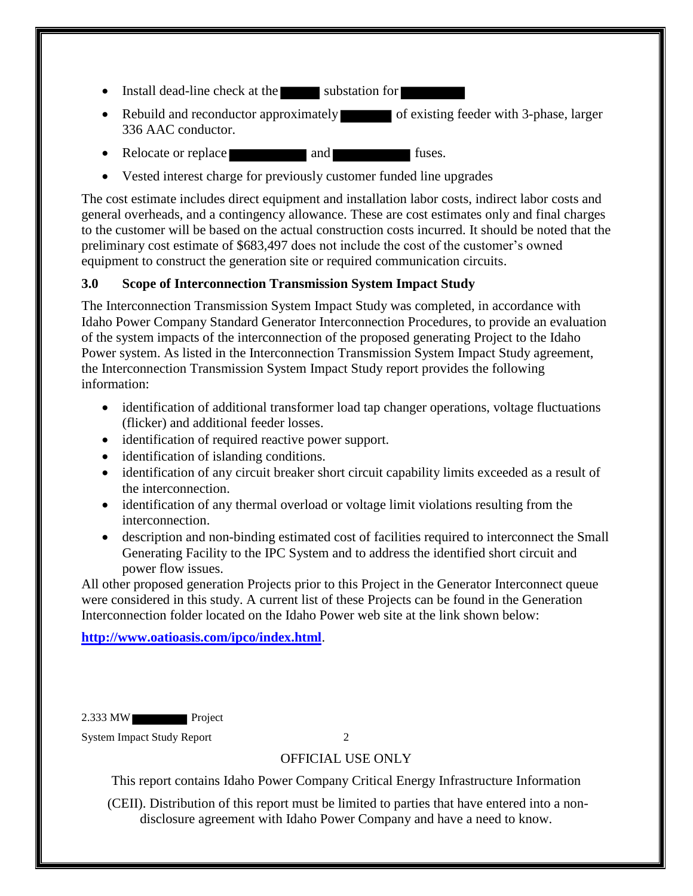- Install dead-line check at the ████ substation for ██████
- Rebuild and reconductor approximately ████ of existing feeder with 3-phase, larger 336 AAC conductor.
- Relocate or replace ██████ and ██████ fuses.
- Vested interest charge for previously customer funded line upgrades

The cost estimate includes direct equipment and installation labor costs, indirect labor costs and general overheads, and a contingency allowance. These are cost estimates only and final charges to the customer will be based on the actual construction costs incurred. It should be noted that the preliminary cost estimate of $683,497 does not include the cost of the customer's owned equipment to construct the generation site or required communication circuits.

## 3.0 Scope of Interconnection Transmission System Impact Study

The Interconnection Transmission System Impact Study was completed, in accordance with Idaho Power Company Standard Generator Interconnection Procedures, to provide an evaluation of the system impacts of the interconnection of the proposed generating Project to the Idaho Power system. As listed in the Interconnection Transmission System Impact Study agreement, the Interconnection Transmission System Impact Study report provides the following information:

- identification of additional transformer load tap changer operations, voltage fluctuations (flicker) and additional feeder losses.
- identification of required reactive power support.
- identification of islanding conditions.
- identification of any circuit breaker short circuit capability limits exceeded as a result of the interconnection.
- identification of any thermal overload or voltage limit violations resulting from the interconnection.
- description and non-binding estimated cost of facilities required to interconnect the Small Generating Facility to the IPC System and to address the identified short circuit and power flow issues.

All other proposed generation Projects prior to this Project in the Generator Interconnect queue were considered in this study. A current list of these Projects can be found in the Generation Interconnection folder located on the Idaho Power web site at the link shown below:

**http://www.oatioasis.com/ipco/index.html**.

OFFICIAL USE ONLY

This report contains Idaho Power Company Critical Energy Infrastructure Information (CEII). Distribution of this report must be limited to parties that have entered into a non-disclosure agreement with Idaho Power Company and have a need to know.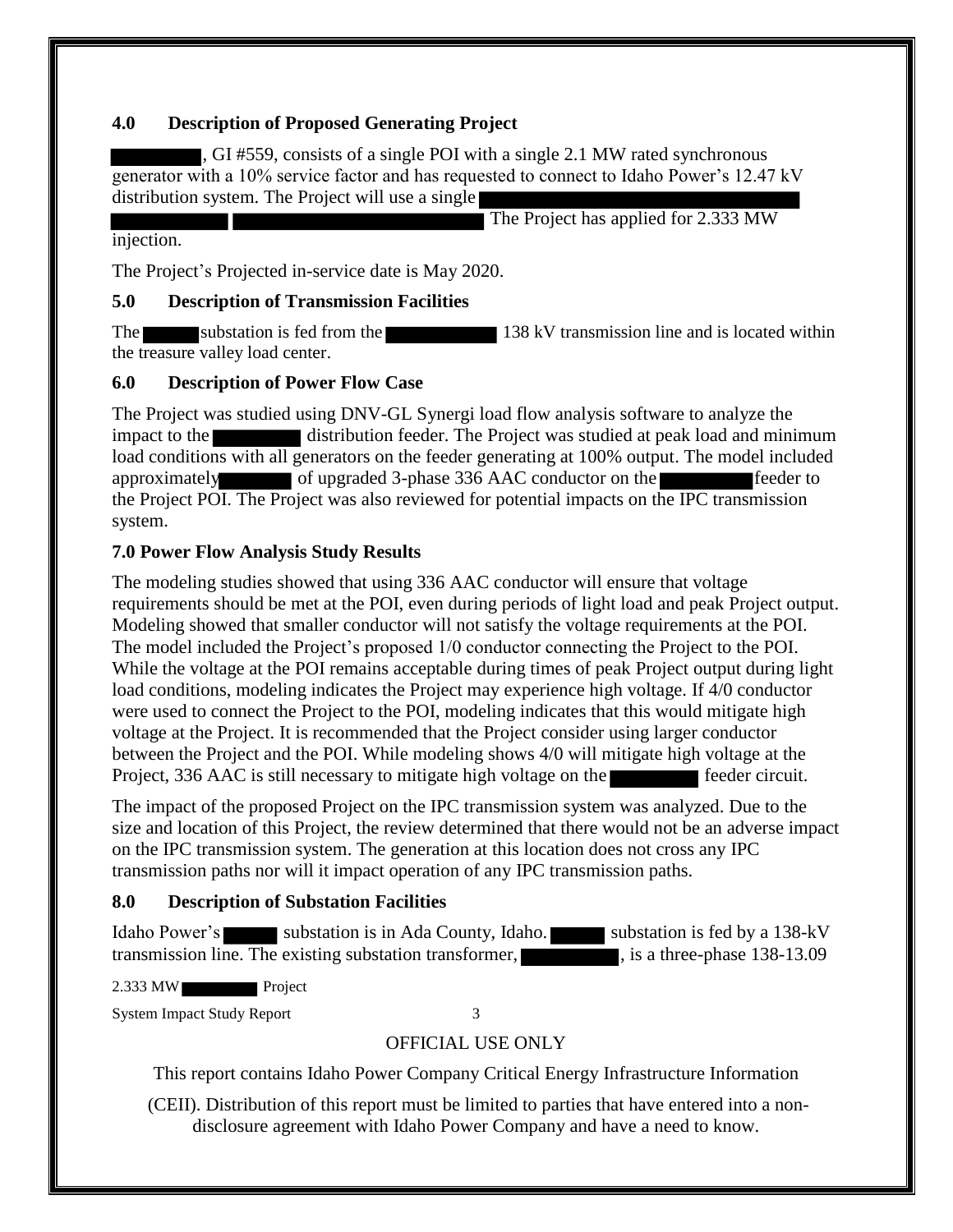## 4.0 Description of Proposed Generating Project

, GI #559, consists of a single POI with a single 2.1 MW rated synchronous generator with a 10% service factor and has requested to connect to Idaho Power's 12.47 kV distribution system. The Project will use a single . The Project has applied for 2.333 MW injection.

The Project's Projected in-service date is May 2020.

## 5.0 Description of Transmission Facilities

The substation is fed from the 138 kV transmission line and is located within the treasure valley load center.

## 6.0 Description of Power Flow Case

The Project was studied using DNV-GL Synergi load flow analysis software to analyze the impact to the distribution feeder. The Project was studied at peak load and minimum load conditions with all generators on the feeder generating at 100% output. The model included approximately of upgraded 3-phase 336 AAC conductor on the feeder to the Project POI. The Project was also reviewed for potential impacts on the IPC transmission system.

## 7.0 Power Flow Analysis Study Results

The modeling studies showed that using 336 AAC conductor will ensure that voltage requirements should be met at the POI, even during periods of light load and peak Project output. Modeling showed that smaller conductor will not satisfy the voltage requirements at the POI. The model included the Project's proposed 1/0 conductor connecting the Project to the POI. While the voltage at the POI remains acceptable during times of peak Project output during light load conditions, modeling indicates the Project may experience high voltage. If 4/0 conductor were used to connect the Project to the POI, modeling indicates that this would mitigate high voltage at the Project. It is recommended that the Project consider using larger conductor between the Project and the POI. While modeling shows 4/0 will mitigate high voltage at the Project, 336 AAC is still necessary to mitigate high voltage on the feeder circuit.

The impact of the proposed Project on the IPC transmission system was analyzed. Due to the size and location of this Project, the review determined that there would not be an adverse impact on the IPC transmission system. The generation at this location does not cross any IPC transmission paths nor will it impact operation of any IPC transmission paths.

## 8.0 Description of Substation Facilities

Idaho Power's substation is in Ada County, Idaho. substation is fed by a 138-kV transmission line. The existing substation transformer, , is a three-phase 138-13.09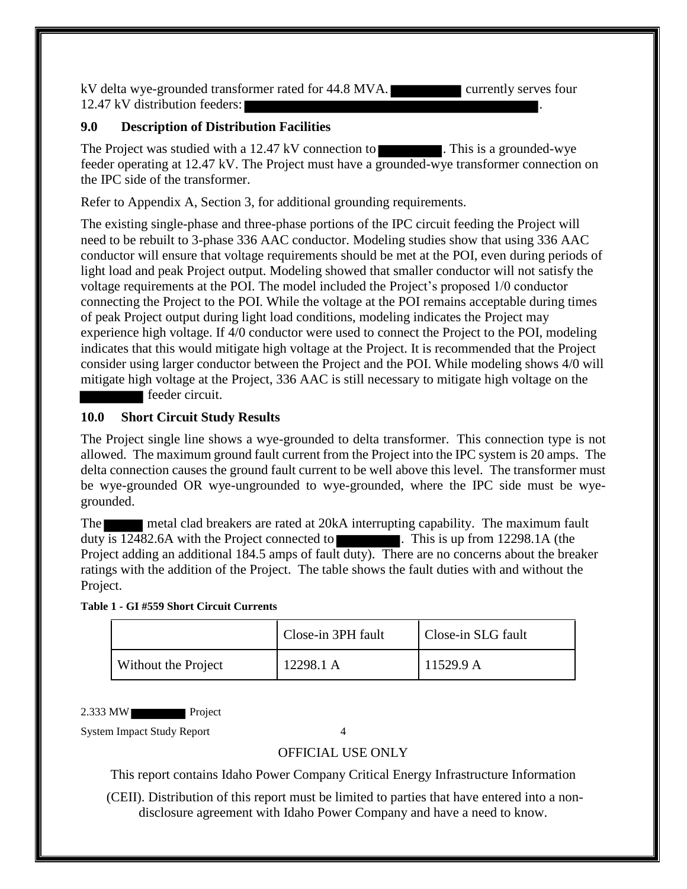kV delta wye-grounded transformer rated for 44.8 MVA. ██████ currently serves four 12.47 kV distribution feeders: ████████████████████████.

## 9.0 Description of Distribution Facilities

The Project was studied with a 12.47 kV connection to ██████. This is a grounded-wye feeder operating at 12.47 kV. The Project must have a grounded-wye transformer connection on the IPC side of the transformer.

Refer to Appendix A, Section 3, for additional grounding requirements.

The existing single-phase and three-phase portions of the IPC circuit feeding the Project will need to be rebuilt to 3-phase 336 AAC conductor. Modeling studies show that using 336 AAC conductor will ensure that voltage requirements should be met at the POI, even during periods of light load and peak Project output. Modeling showed that smaller conductor will not satisfy the voltage requirements at the POI. The model included the Project's proposed 1/0 conductor connecting the Project to the POI. While the voltage at the POI remains acceptable during times of peak Project output during light load conditions, modeling indicates the Project may experience high voltage. If 4/0 conductor were used to connect the Project to the POI, modeling indicates that this would mitigate high voltage at the Project. It is recommended that the Project consider using larger conductor between the Project and the POI. While modeling shows 4/0 will mitigate high voltage at the Project, 336 AAC is still necessary to mitigate high voltage on the ██████ feeder circuit.

## 10.0 Short Circuit Study Results

The Project single line shows a wye-grounded to delta transformer. This connection type is not allowed. The maximum ground fault current from the Project into the IPC system is 20 amps. The delta connection causes the ground fault current to be well above this level. The transformer must be wye-grounded OR wye-ungrounded to wye-grounded, where the IPC side must be wye-grounded.

The ████ metal clad breakers are rated at 20kA interrupting capability. The maximum fault duty is 12482.6A with the Project connected to ██████. This is up from 12298.1A (the Project adding an additional 184.5 amps of fault duty). There are no concerns about the breaker ratings with the addition of the Project. The table shows the fault duties with and without the Project.

**Table 1 - GI #559 Short Circuit Currents**

| | Close-in 3PH fault | Close-in SLG fault |
|---|---|---|
| Without the Project | 12298.1 A | 11529.9 A |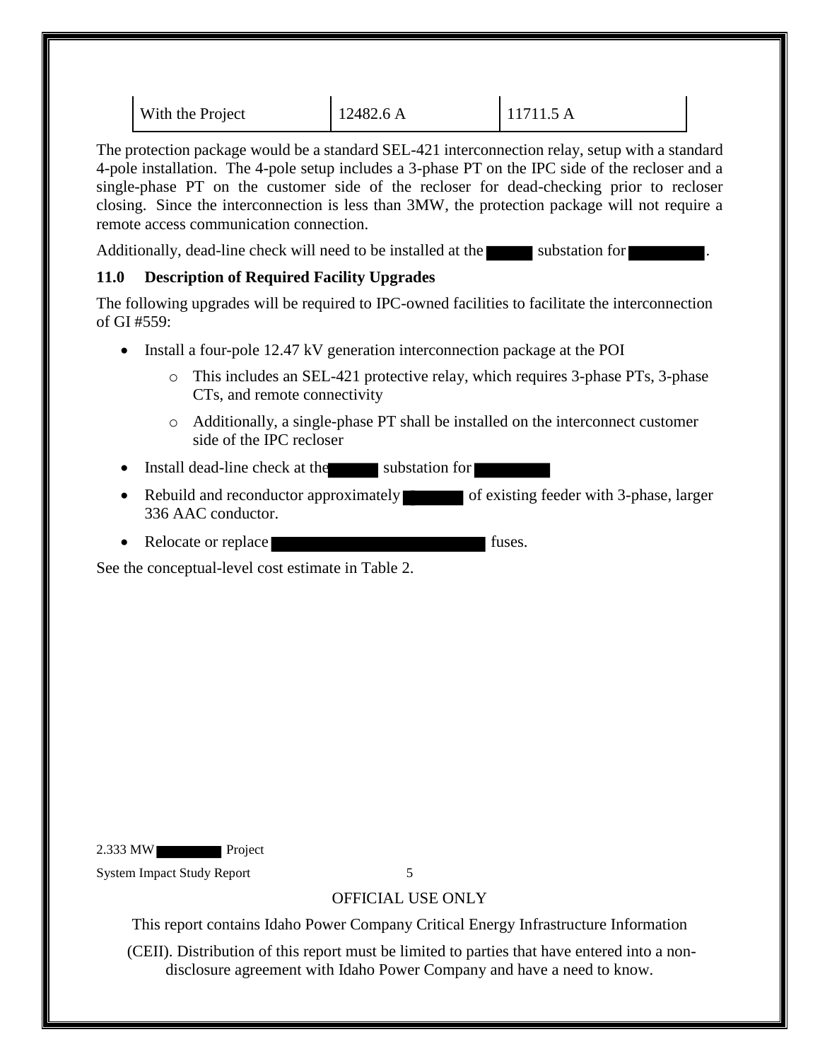| With the Project | 12482.6 A | 11711.5 A |
|---|---|---|

The protection package would be a standard SEL-421 interconnection relay, setup with a standard 4-pole installation. The 4-pole setup includes a 3-phase PT on the IPC side of the recloser and a single-phase PT on the customer side of the recloser for dead-checking prior to recloser closing. Since the interconnection is less than 3MW, the protection package will not require a remote access communication connection.

Additionally, dead-line check will need to be installed at the [REDACTED] substation for [REDACTED].

## 11.0 Description of Required Facility Upgrades

The following upgrades will be required to IPC-owned facilities to facilitate the interconnection of GI #559:

- Install a four-pole 12.47 kV generation interconnection package at the POI
  - This includes an SEL-421 protective relay, which requires 3-phase PTs, 3-phase CTs, and remote connectivity
  - Additionally, a single-phase PT shall be installed on the interconnect customer side of the IPC recloser
- Install dead-line check at the [REDACTED] substation for [REDACTED]
- Rebuild and reconductor approximately [REDACTED] of existing feeder with 3-phase, larger 336 AAC conductor.
- Relocate or replace [REDACTED] fuses.

See the conceptual-level cost estimate in Table 2.

OFFICIAL USE ONLY

This report contains Idaho Power Company Critical Energy Infrastructure Information (CEII). Distribution of this report must be limited to parties that have entered into a non-disclosure agreement with Idaho Power Company and have a need to know.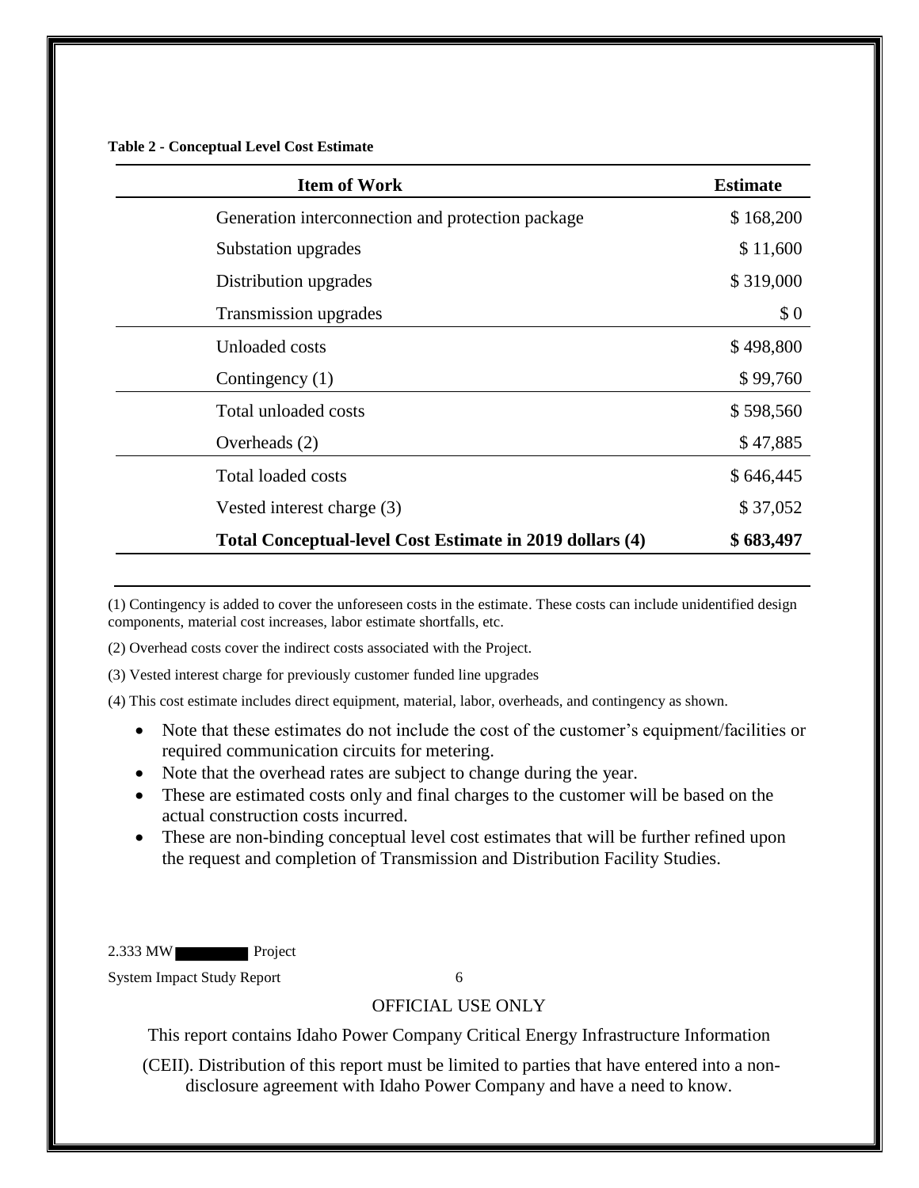**Table 2 - Conceptual Level Cost Estimate**

| Item of Work | Estimate |
|---|---|
| Generation interconnection and protection package | $ 168,200 |
| Substation upgrades | $ 11,600 |
| Distribution upgrades | $ 319,000 |
| Transmission upgrades | $ 0 |
| Unloaded costs | $ 498,800 |
| Contingency (1) | $ 99,760 |
| Total unloaded costs | $ 598,560 |
| Overheads (2) | $ 47,885 |
| Total loaded costs | $ 646,445 |
| Vested interest charge (3) | $ 37,052 |
| **Total Conceptual-level Cost Estimate in 2019 dollars (4)** | **$ 683,497** |

(1) Contingency is added to cover the unforeseen costs in the estimate. These costs can include unidentified design components, material cost increases, labor estimate shortfalls, etc.

(2) Overhead costs cover the indirect costs associated with the Project.

(3) Vested interest charge for previously customer funded line upgrades

(4) This cost estimate includes direct equipment, material, labor, overheads, and contingency as shown.

- Note that these estimates do not include the cost of the customer's equipment/facilities or required communication circuits for metering.
- Note that the overhead rates are subject to change during the year.
- These are estimated costs only and final charges to the customer will be based on the actual construction costs incurred.
- These are non-binding conceptual level cost estimates that will be further refined upon the request and completion of Transmission and Distribution Facility Studies.

OFFICIAL USE ONLY

This report contains Idaho Power Company Critical Energy Infrastructure Information (CEII). Distribution of this report must be limited to parties that have entered into a non-disclosure agreement with Idaho Power Company and have a need to know.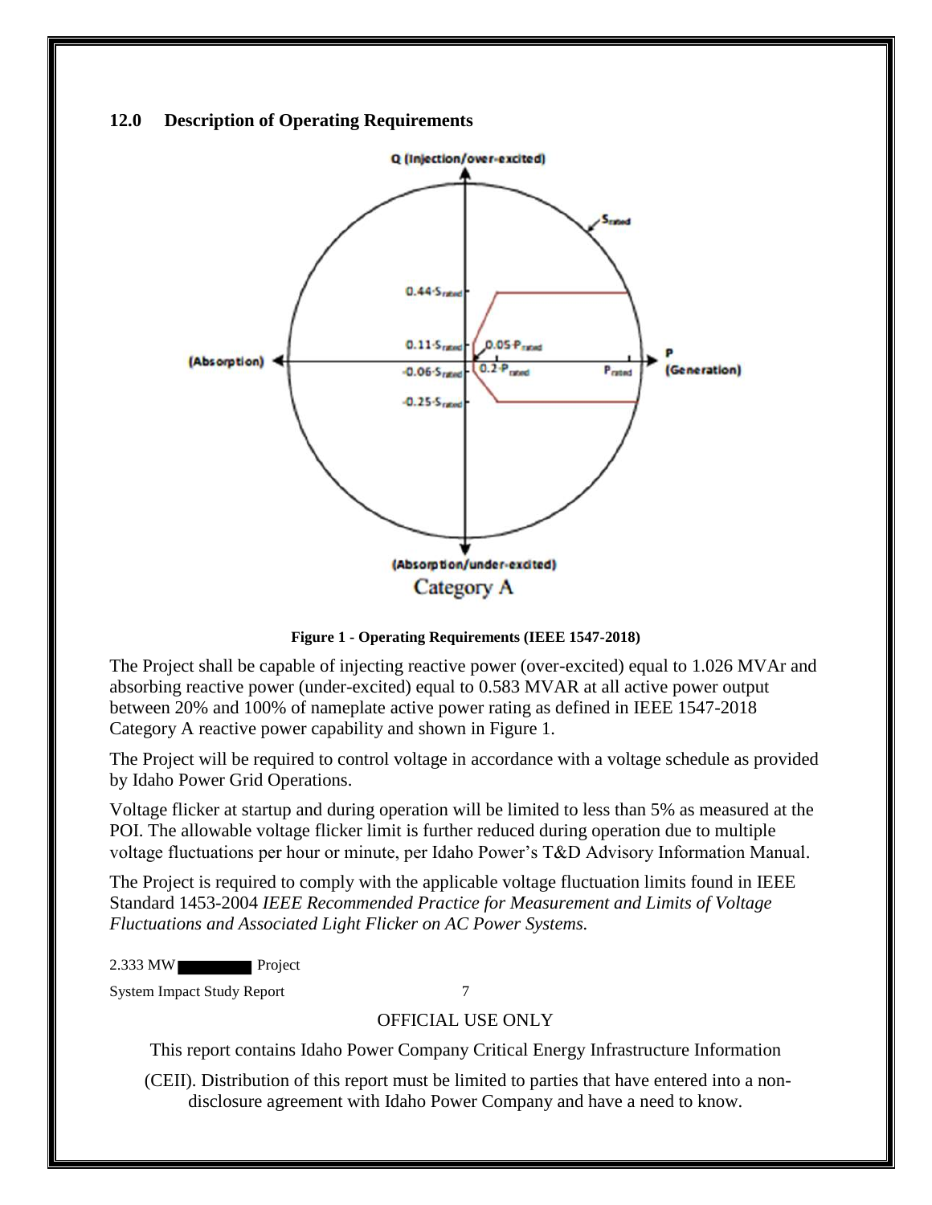## 12.0 Description of Operating Requirements

**Figure 1 - Operating Requirements (IEEE 1547-2018)**

The Project shall be capable of injecting reactive power (over-excited) equal to 1.026 MVAr and absorbing reactive power (under-excited) equal to 0.583 MVAR at all active power output between 20% and 100% of nameplate active power rating as defined in IEEE 1547-2018 Category A reactive power capability and shown in Figure 1.

The Project will be required to control voltage in accordance with a voltage schedule as provided by Idaho Power Grid Operations.

Voltage flicker at startup and during operation will be limited to less than 5% as measured at the POI. The allowable voltage flicker limit is further reduced during operation due to multiple voltage fluctuations per hour or minute, per Idaho Power's T&D Advisory Information Manual.

The Project is required to comply with the applicable voltage fluctuation limits found in IEEE Standard 1453-2004 *IEEE Recommended Practice for Measurement and Limits of Voltage Fluctuations and Associated Light Flicker on AC Power Systems.*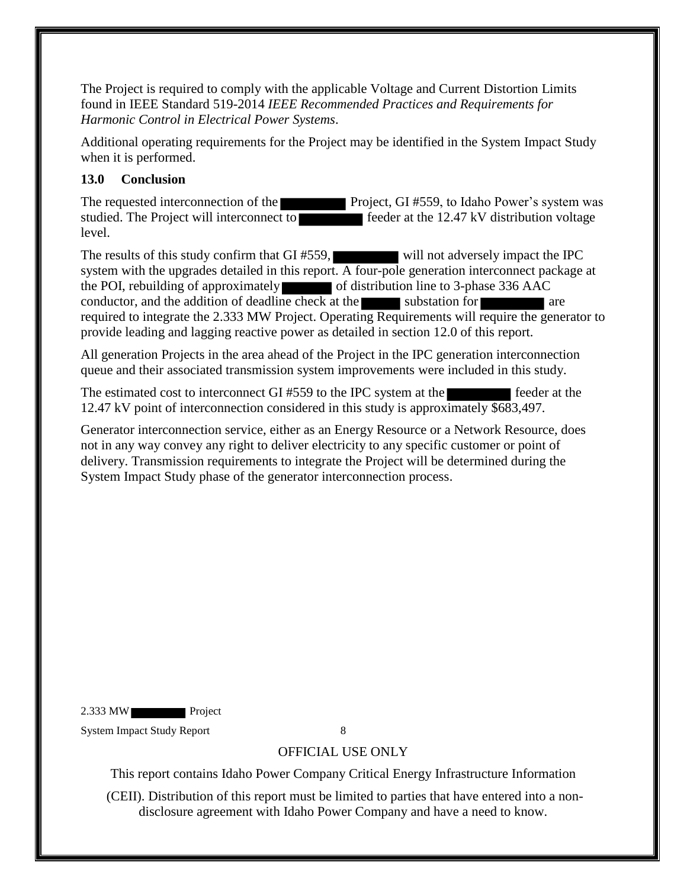The Project is required to comply with the applicable Voltage and Current Distortion Limits found in IEEE Standard 519-2014 *IEEE Recommended Practices and Requirements for Harmonic Control in Electrical Power Systems*.

Additional operating requirements for the Project may be identified in the System Impact Study when it is performed.

## 13.0 Conclusion

The requested interconnection of the ██████ Project, GI #559, to Idaho Power's system was studied. The Project will interconnect to ██████ feeder at the 12.47 kV distribution voltage level.

The results of this study confirm that GI #559, ██████ will not adversely impact the IPC system with the upgrades detailed in this report. A four-pole generation interconnect package at the POI, rebuilding of approximately ██████ of distribution line to 3-phase 336 AAC conductor, and the addition of deadline check at the ████ substation for ██████ are required to integrate the 2.333 MW Project. Operating Requirements will require the generator to provide leading and lagging reactive power as detailed in section 12.0 of this report.

All generation Projects in the area ahead of the Project in the IPC generation interconnection queue and their associated transmission system improvements were included in this study.

The estimated cost to interconnect GI #559 to the IPC system at the ██████ feeder at the 12.47 kV point of interconnection considered in this study is approximately $683,497.

Generator interconnection service, either as an Energy Resource or a Network Resource, does not in any way convey any right to deliver electricity to any specific customer or point of delivery. Transmission requirements to integrate the Project will be determined during the System Impact Study phase of the generator interconnection process.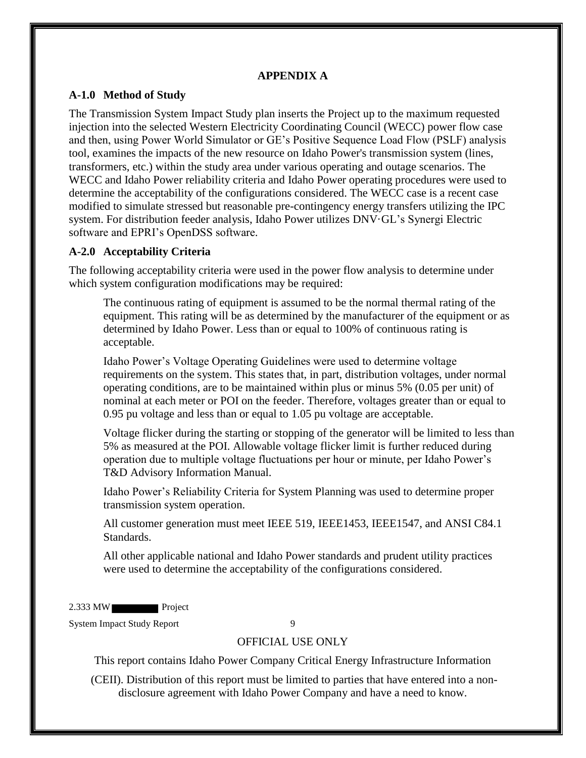## APPENDIX A

### A-1.0 Method of Study

The Transmission System Impact Study plan inserts the Project up to the maximum requested injection into the selected Western Electricity Coordinating Council (WECC) power flow case and then, using Power World Simulator or GE's Positive Sequence Load Flow (PSLF) analysis tool, examines the impacts of the new resource on Idaho Power's transmission system (lines, transformers, etc.) within the study area under various operating and outage scenarios. The WECC and Idaho Power reliability criteria and Idaho Power operating procedures were used to determine the acceptability of the configurations considered. The WECC case is a recent case modified to simulate stressed but reasonable pre-contingency energy transfers utilizing the IPC system. For distribution feeder analysis, Idaho Power utilizes DNV·GL's Synergi Electric software and EPRI's OpenDSS software.

### A-2.0 Acceptability Criteria

The following acceptability criteria were used in the power flow analysis to determine under which system configuration modifications may be required:

The continuous rating of equipment is assumed to be the normal thermal rating of the equipment. This rating will be as determined by the manufacturer of the equipment or as determined by Idaho Power. Less than or equal to 100% of continuous rating is acceptable.

Idaho Power's Voltage Operating Guidelines were used to determine voltage requirements on the system. This states that, in part, distribution voltages, under normal operating conditions, are to be maintained within plus or minus 5% (0.05 per unit) of nominal at each meter or POI on the feeder. Therefore, voltages greater than or equal to 0.95 pu voltage and less than or equal to 1.05 pu voltage are acceptable.

Voltage flicker during the starting or stopping of the generator will be limited to less than 5% as measured at the POI. Allowable voltage flicker limit is further reduced during operation due to multiple voltage fluctuations per hour or minute, per Idaho Power's T&D Advisory Information Manual.

Idaho Power's Reliability Criteria for System Planning was used to determine proper transmission system operation.

All customer generation must meet IEEE 519, IEEE1453, IEEE1547, and ANSI C84.1 Standards.

All other applicable national and Idaho Power standards and prudent utility practices were used to determine the acceptability of the configurations considered.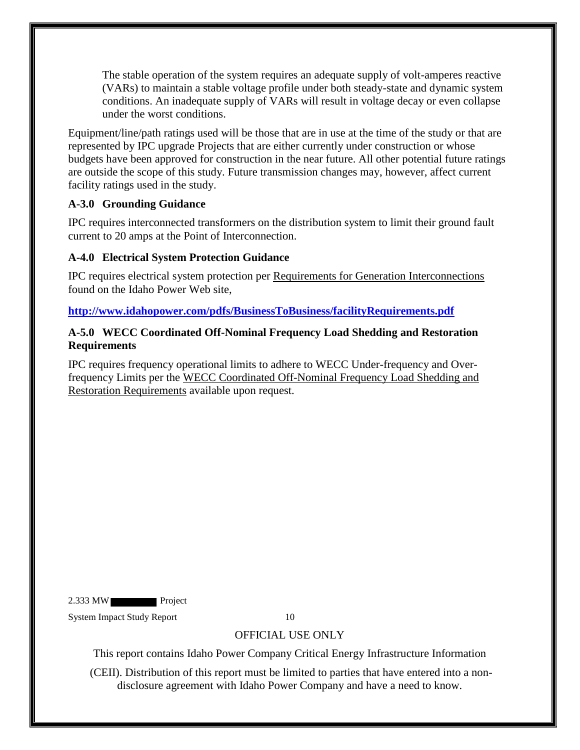The stable operation of the system requires an adequate supply of volt-amperes reactive (VARs) to maintain a stable voltage profile under both steady-state and dynamic system conditions. An inadequate supply of VARs will result in voltage decay or even collapse under the worst conditions.

Equipment/line/path ratings used will be those that are in use at the time of the study or that are represented by IPC upgrade Projects that are either currently under construction or whose budgets have been approved for construction in the near future. All other potential future ratings are outside the scope of this study. Future transmission changes may, however, affect current facility ratings used in the study.

### A-3.0 Grounding Guidance

IPC requires interconnected transformers on the distribution system to limit their ground fault current to 20 amps at the Point of Interconnection.

### A-4.0 Electrical System Protection Guidance

IPC requires electrical system protection per Requirements for Generation Interconnections found on the Idaho Power Web site,

**http://www.idahopower.com/pdfs/BusinessToBusiness/facilityRequirements.pdf**

### A-5.0 WECC Coordinated Off-Nominal Frequency Load Shedding and Restoration Requirements

IPC requires frequency operational limits to adhere to WECC Under-frequency and Over-frequency Limits per the WECC Coordinated Off-Nominal Frequency Load Shedding and Restoration Requirements available upon request.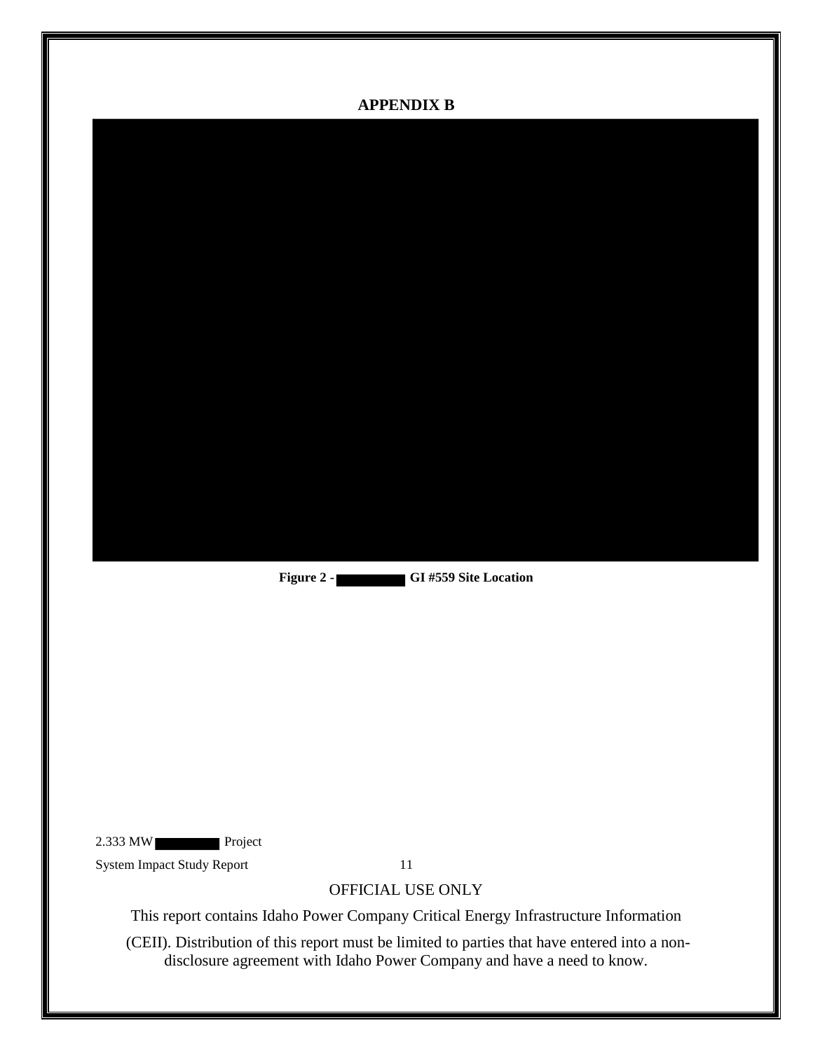**APPENDIX B**

**Figure 2 - GI #559 Site Location**

OFFICIAL USE ONLY

This report contains Idaho Power Company Critical Energy Infrastructure Information (CEII). Distribution of this report must be limited to parties that have entered into a non-disclosure agreement with Idaho Power Company and have a need to know.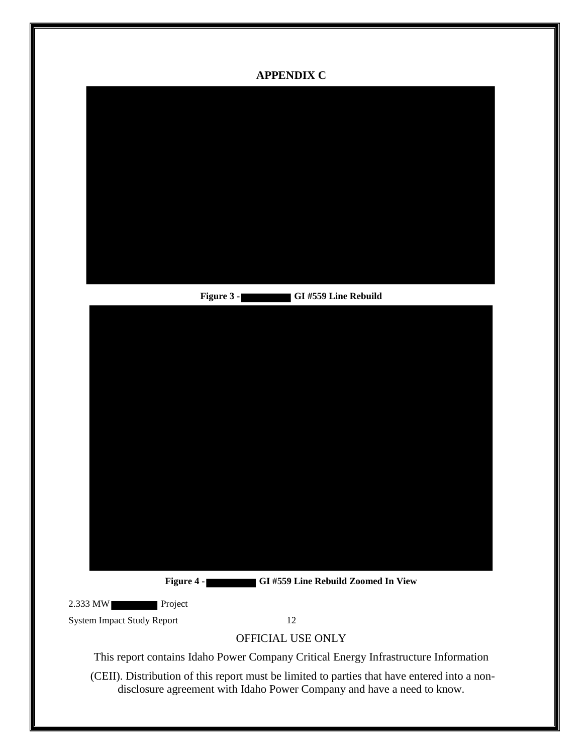## APPENDIX C

**Figure 3 - ███ GI #559 Line Rebuild**

**Figure 4 - ███ GI #559 Line Rebuild Zoomed In View**

OFFICIAL USE ONLY

This report contains Idaho Power Company Critical Energy Infrastructure Information (CEII). Distribution of this report must be limited to parties that have entered into a non-disclosure agreement with Idaho Power Company and have a need to know.